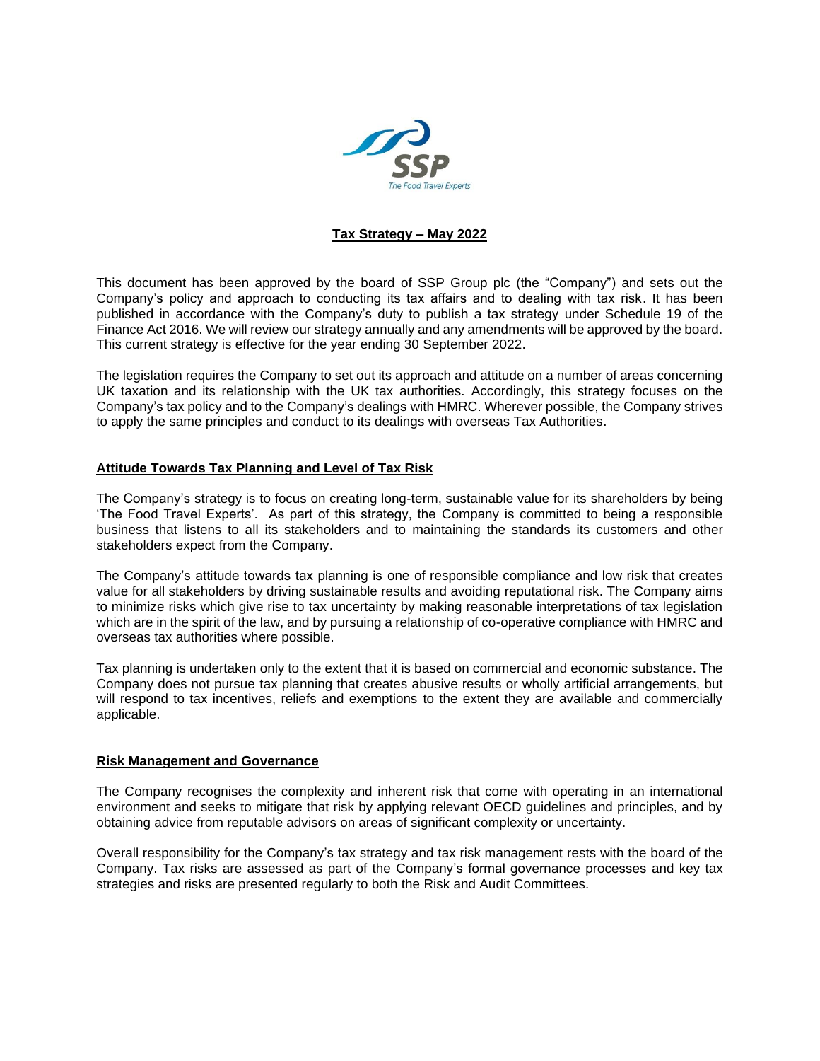# Tax Strategy – May 2022

This document has been approved by the board of SSP Group plc (the "Company") and sets out the Company's policy and approach to conducting its tax affairs and to dealing with tax risk. It has been published in accordance with the Company's duty to publish a tax strategy under Schedule 19 of the Finance Act 2016. We will review our strategy annually and any amendments will be approved by the board. This current strategy is effective for the year ending 30 September 2022.

The legislation requires the Company to set out its approach and attitude on a number of areas concerning UK taxation and its relationship with the UK tax authorities. Accordingly, this strategy focuses on the Company's tax policy and to the Company's dealings with HMRC. Wherever possible, the Company strives to apply the same principles and conduct to its dealings with overseas Tax Authorities.

## Attitude Towards Tax Planning and Level of Tax Risk

The Company's strategy is to focus on creating long-term, sustainable value for its shareholders by being 'The Food Travel Experts'. As part of this strategy, the Company is committed to being a responsible business that listens to all its stakeholders and to maintaining the standards its customers and other stakeholders expect from the Company.

The Company's attitude towards tax planning is one of responsible compliance and low risk that creates value for all stakeholders by driving sustainable results and avoiding reputational risk. The Company aims to minimize risks which give rise to tax uncertainty by making reasonable interpretations of tax legislation which are in the spirit of the law, and by pursuing a relationship of co-operative compliance with HMRC and overseas tax authorities where possible.

Tax planning is undertaken only to the extent that it is based on commercial and economic substance. The Company does not pursue tax planning that creates abusive results or wholly artificial arrangements, but will respond to tax incentives, reliefs and exemptions to the extent they are available and commercially applicable.

## Risk Management and Governance

The Company recognises the complexity and inherent risk that come with operating in an international environment and seeks to mitigate that risk by applying relevant OECD guidelines and principles, and by obtaining advice from reputable advisors on areas of significant complexity or uncertainty.

Overall responsibility for the Company's tax strategy and tax risk management rests with the board of the Company. Tax risks are assessed as part of the Company's formal governance processes and key tax strategies and risks are presented regularly to both the Risk and Audit Committees.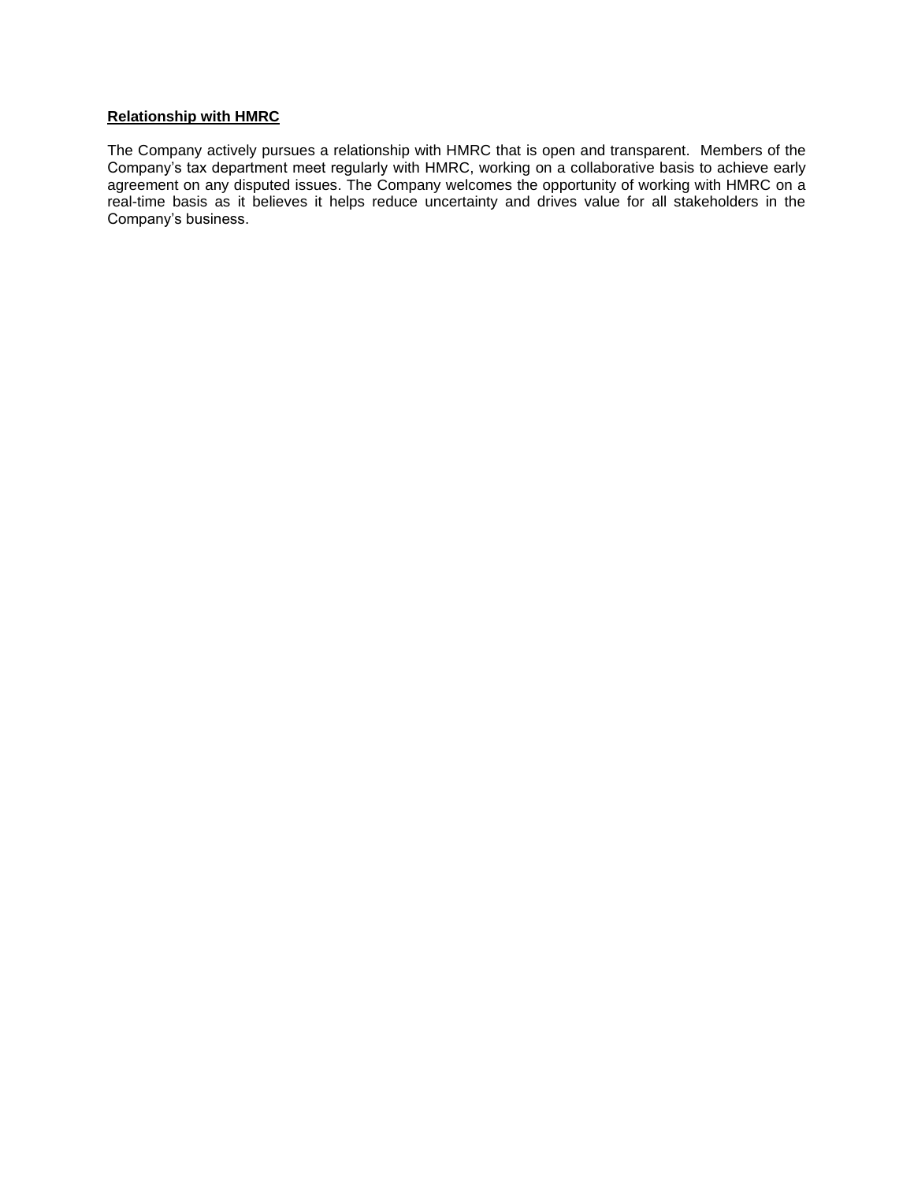**Relationship with HMRC**

The Company actively pursues a relationship with HMRC that is open and transparent. Members of the Company's tax department meet regularly with HMRC, working on a collaborative basis to achieve early agreement on any disputed issues. The Company welcomes the opportunity of working with HMRC on a real-time basis as it believes it helps reduce uncertainty and drives value for all stakeholders in the Company's business.